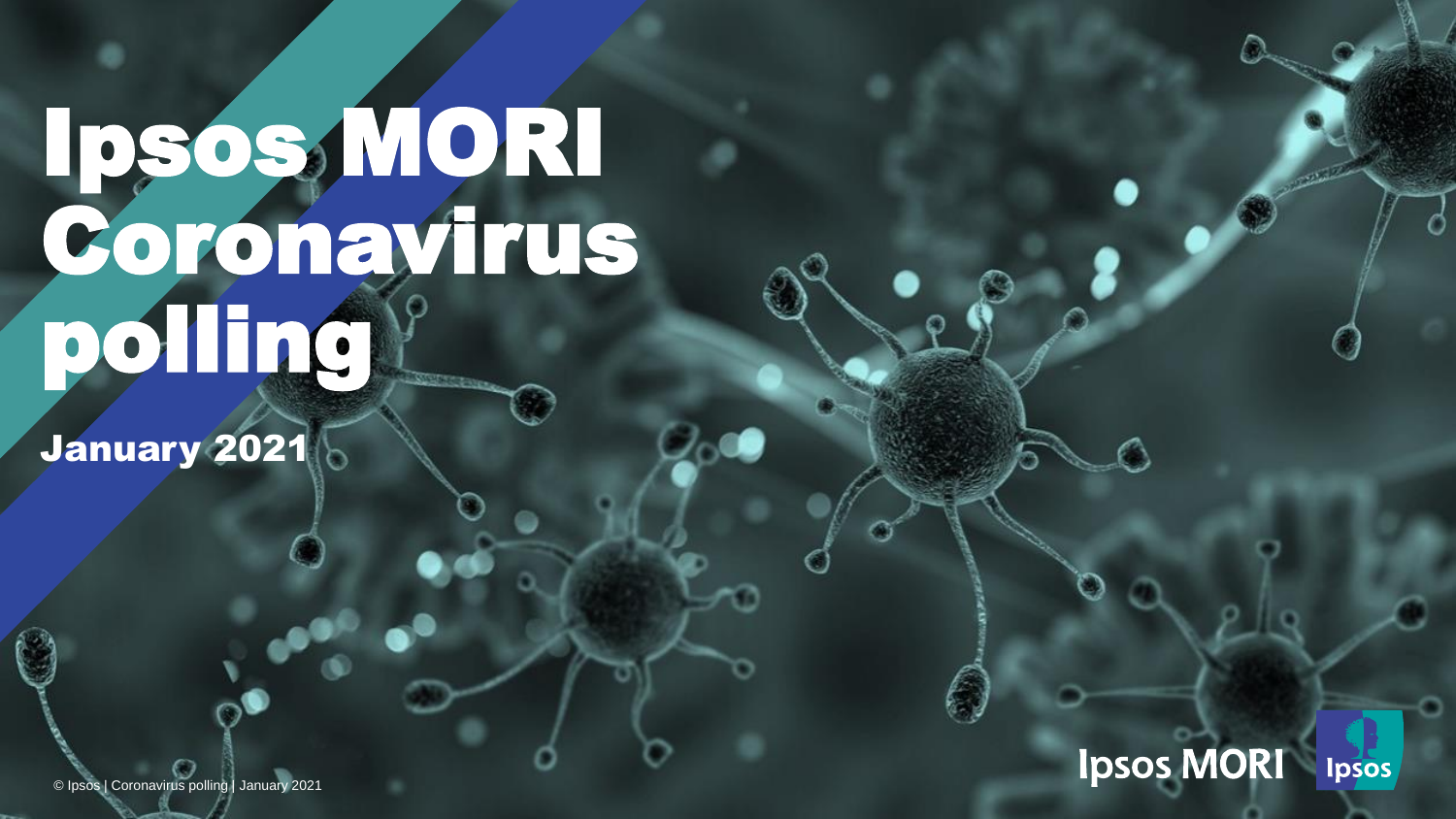# Ipsos MORI Coronavirus polling

January 2021

Ipsos MORI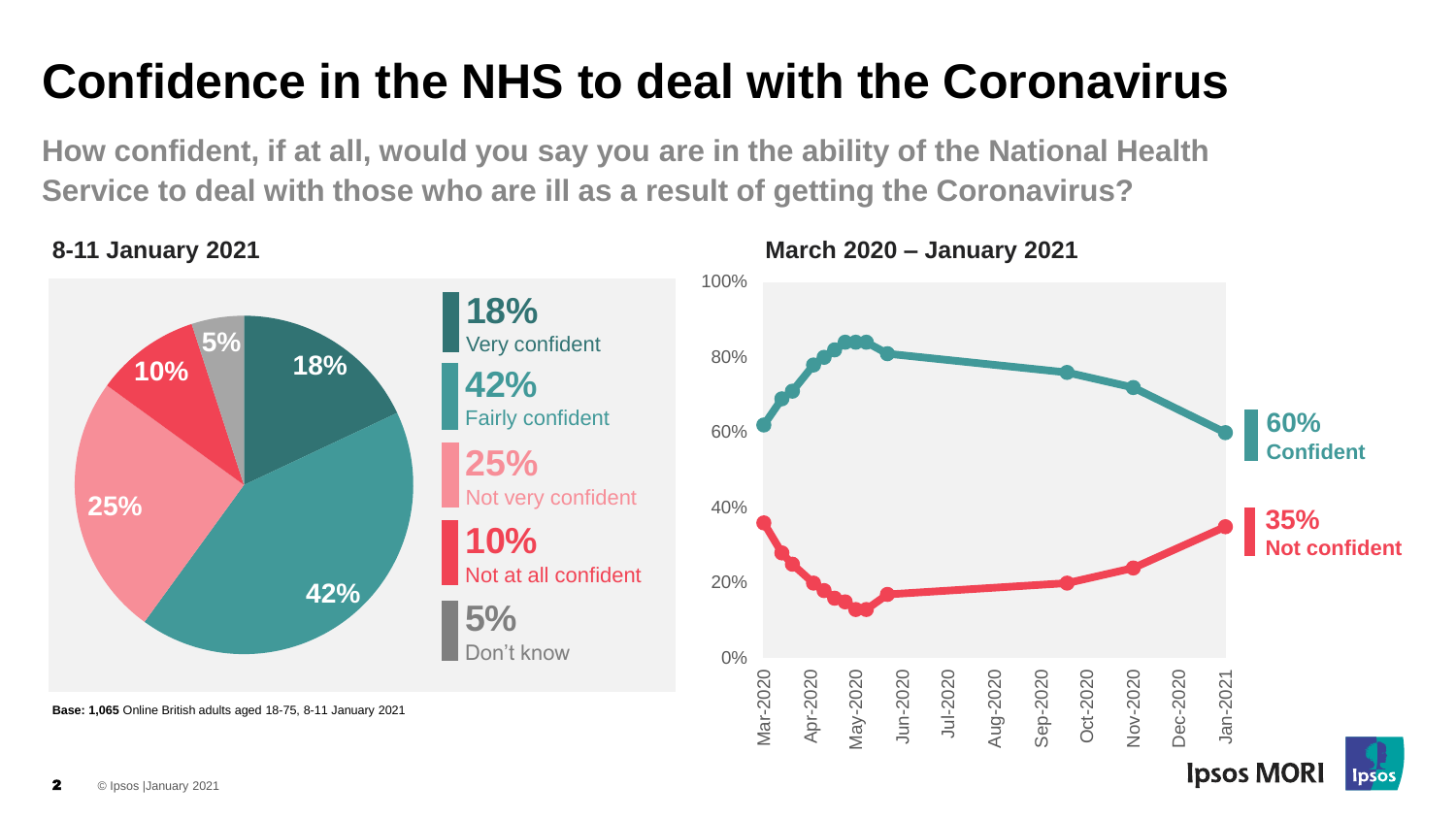# Confidence in the NHS to deal with the Coronavirus

**How confident, if at all, would you say you are in the ability of the National Health Service to deal with those who are ill as a result of getting the Coronavirus?**

**8-11 January 2021**

| Response | % |
| --- | --- |
| Very confident | 18% |
| Fairly confident | 42% |
| Not very confident | 25% |
| Not at all confident | 10% |
| Don't know | 5% |

**Base: 1,065** Online British adults aged 18-75, 8-11 January 2021

**March 2020 – January 2021**

**60%** Confident

**35%** Not confident

© Ipsos |January 2021

Ipsos MORI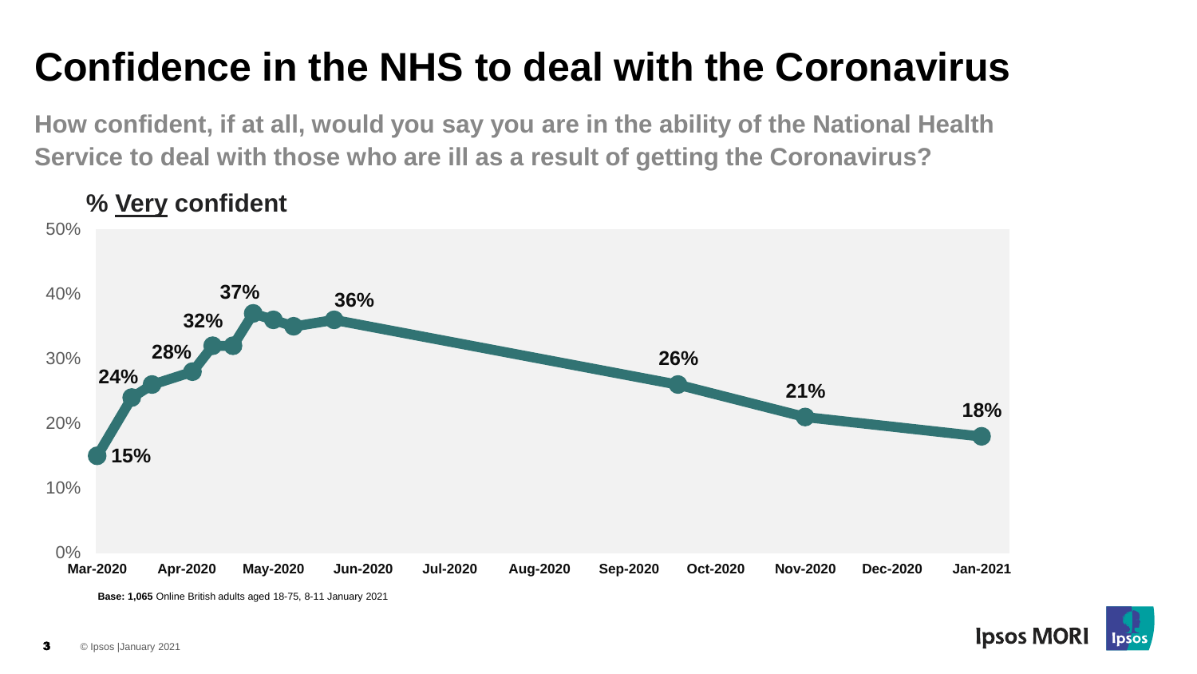# Confidence in the NHS to deal with the Coronavirus

**How confident, if at all, would you say you are in the ability of the National Health Service to deal with those who are ill as a result of getting the Coronavirus?**

**% Very confident**

| Date | % Very confident |
|---|---|
| Mar-2020 | 15% |
| | 24% |
| | 28% |
| | 32% |
| | 37% |
| | 36% |
| Sep/Oct-2020 | 26% |
| Nov-2020 | 21% |
| Jan-2021 | 18% |

**Base: 1,065** Online British adults aged 18-75, 8-11 January 2021

© Ipsos |January 2021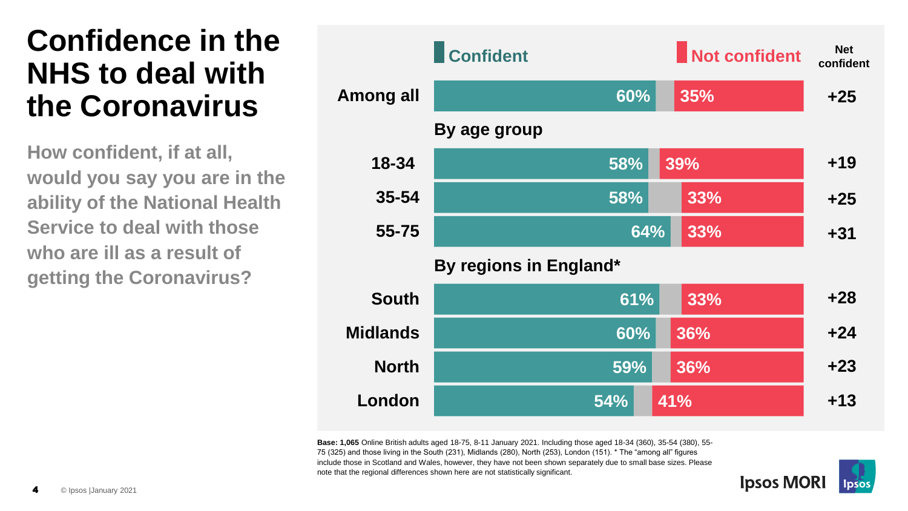# Confidence in the NHS to deal with the Coronavirus

**How confident, if at all, would you say you are in the ability of the National Health Service to deal with those who are ill as a result of getting the Coronavirus?**

| | Confident | Not confident | Net confident |
|---|---|---|---|
| Among all | 60% | 35% | +25 |
| **By age group** | | | |
| 18-34 | 58% | 39% | +19 |
| 35-54 | 58% | 33% | +25 |
| 55-75 | 64% | 33% | +31 |
| **By regions in England*** | | | |
| South | 61% | 33% | +28 |
| Midlands | 60% | 36% | +24 |
| North | 59% | 36% | +23 |
| London | 54% | 41% | +13 |

**Base: 1,065** Online British adults aged 18-75, 8-11 January 2021. Including those aged 18-34 (360), 35-54 (380), 55-75 (325) and those living in the South (231), Midlands (280), North (253), London (151). * The "among all" figures include those in Scotland and Wales, however, they have not been shown separately due to small base sizes. Please note that the regional differences shown here are not statistically significant.

© Ipsos |January 2021

Ipsos MORI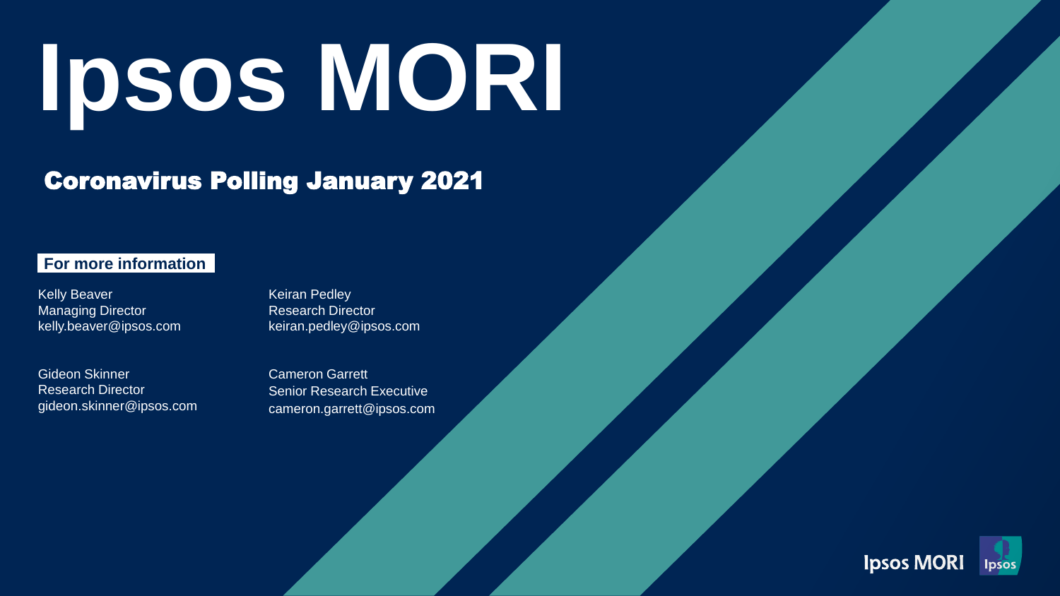# Ipsos MORI

## Coronavirus Polling January 2021

**For more information**

Kelly Beaver
Managing Director
kelly.beaver@ipsos.com

Gideon Skinner
Research Director
gideon.skinner@ipsos.com

Keiran Pedley
Research Director
keiran.pedley@ipsos.com

Cameron Garrett
Senior Research Executive
cameron.garrett@ipsos.com